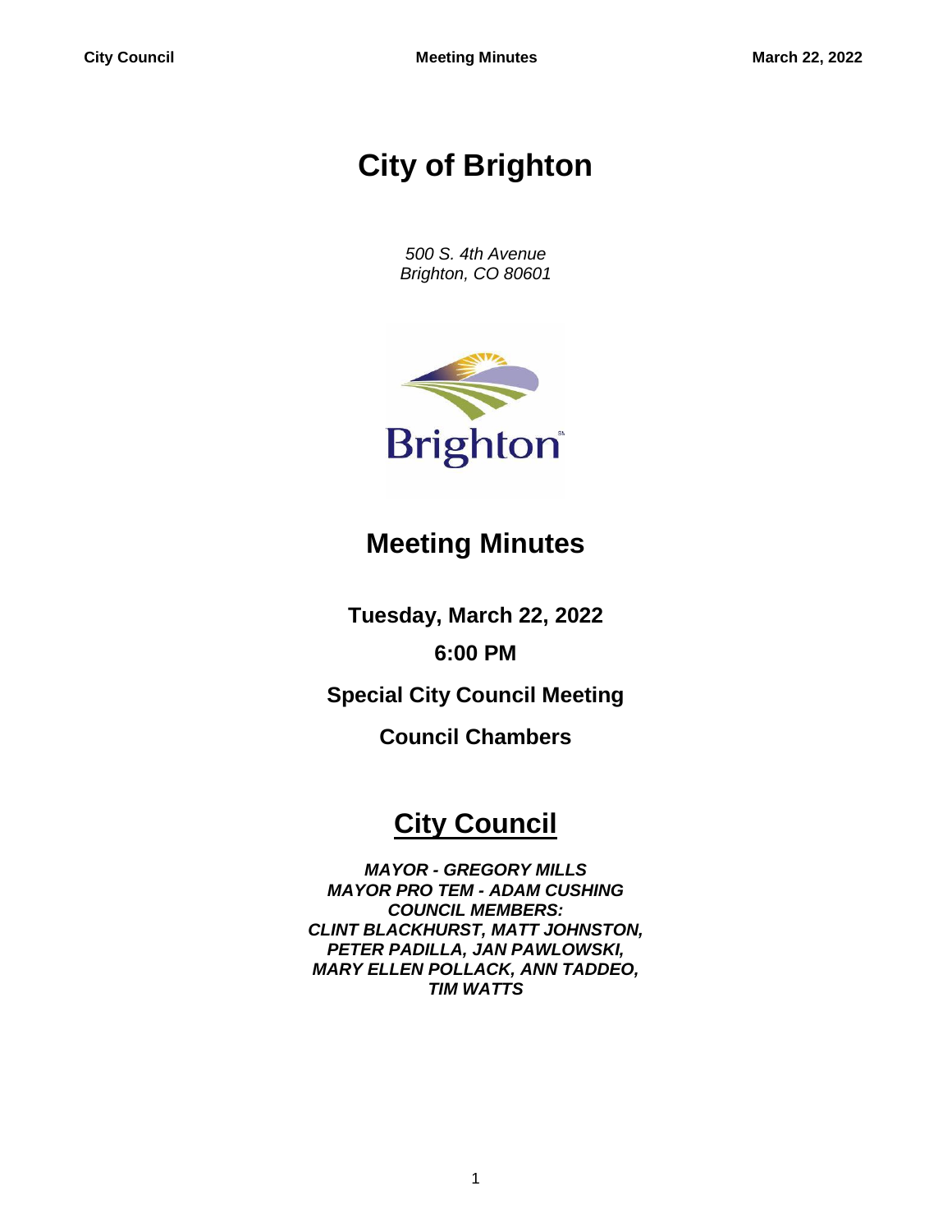# City of Brighton

*500 S. 4th Avenue*
*Brighton, CO 80601*

## Meeting Minutes

**Tuesday, March 22, 2022**

**6:00 PM**

**Special City Council Meeting**

**Council Chambers**

## City Council

***MAYOR - GREGORY MILLS***
***MAYOR PRO TEM - ADAM CUSHING***
***COUNCIL MEMBERS:***
***CLINT BLACKHURST, MATT JOHNSTON,***
***PETER PADILLA, JAN PAWLOWSKI,***
***MARY ELLEN POLLACK, ANN TADDEO,***
***TIM WATTS***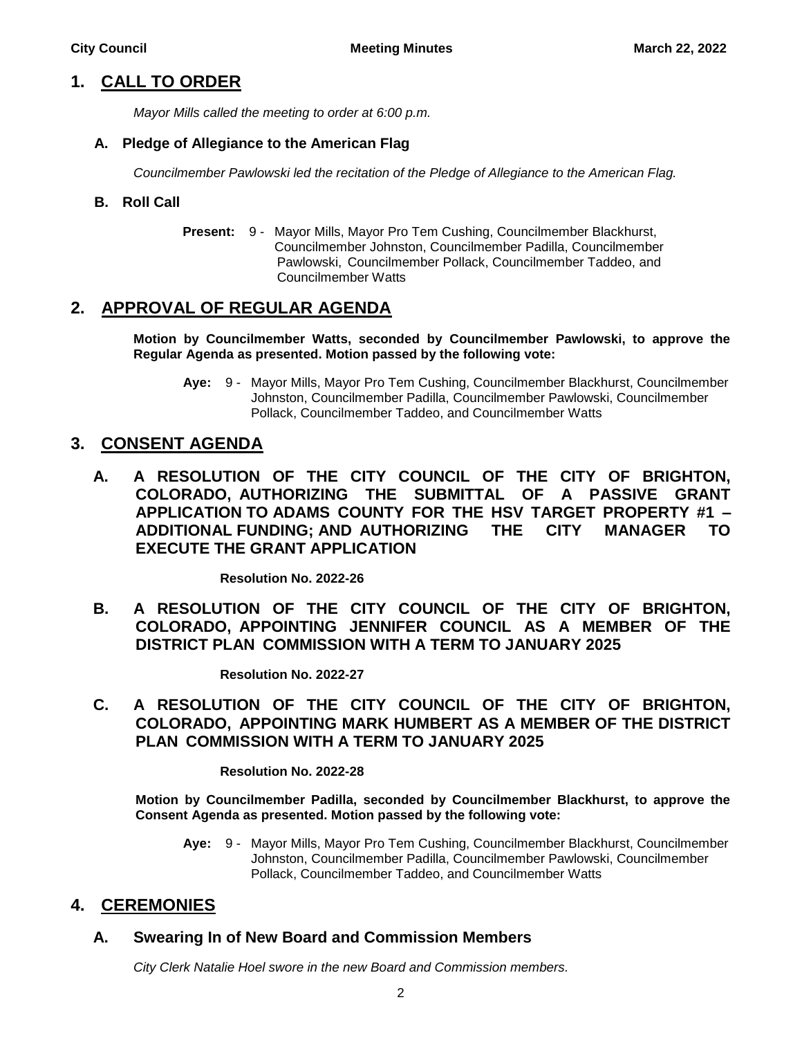## 1. CALL TO ORDER

*Mayor Mills called the meeting to order at 6:00 p.m.*

### A. Pledge of Allegiance to the American Flag

*Councilmember Pawlowski led the recitation of the Pledge of Allegiance to the American Flag.*

### B. Roll Call

**Present:** 9 - Mayor Mills, Mayor Pro Tem Cushing, Councilmember Blackhurst, Councilmember Johnston, Councilmember Padilla, Councilmember Pawlowski, Councilmember Pollack, Councilmember Taddeo, and Councilmember Watts

## 2. APPROVAL OF REGULAR AGENDA

**Motion by Councilmember Watts, seconded by Councilmember Pawlowski, to approve the Regular Agenda as presented. Motion passed by the following vote:**

**Aye:** 9 - Mayor Mills, Mayor Pro Tem Cushing, Councilmember Blackhurst, Councilmember Johnston, Councilmember Padilla, Councilmember Pawlowski, Councilmember Pollack, Councilmember Taddeo, and Councilmember Watts

## 3. CONSENT AGENDA

### A. A RESOLUTION OF THE CITY COUNCIL OF THE CITY OF BRIGHTON, COLORADO, AUTHORIZING THE SUBMITTAL OF A PASSIVE GRANT APPLICATION TO ADAMS COUNTY FOR THE HSV TARGET PROPERTY #1 – ADDITIONAL FUNDING; AND AUTHORIZING THE CITY MANAGER TO EXECUTE THE GRANT APPLICATION

**Resolution No. 2022-26**

### B. A RESOLUTION OF THE CITY COUNCIL OF THE CITY OF BRIGHTON, COLORADO, APPOINTING JENNIFER COUNCIL AS A MEMBER OF THE DISTRICT PLAN COMMISSION WITH A TERM TO JANUARY 2025

**Resolution No. 2022-27**

### C. A RESOLUTION OF THE CITY COUNCIL OF THE CITY OF BRIGHTON, COLORADO, APPOINTING MARK HUMBERT AS A MEMBER OF THE DISTRICT PLAN COMMISSION WITH A TERM TO JANUARY 2025

**Resolution No. 2022-28**

**Motion by Councilmember Padilla, seconded by Councilmember Blackhurst, to approve the Consent Agenda as presented. Motion passed by the following vote:**

**Aye:** 9 - Mayor Mills, Mayor Pro Tem Cushing, Councilmember Blackhurst, Councilmember Johnston, Councilmember Padilla, Councilmember Pawlowski, Councilmember Pollack, Councilmember Taddeo, and Councilmember Watts

## 4. CEREMONIES

### A. Swearing In of New Board and Commission Members

*City Clerk Natalie Hoel swore in the new Board and Commission members.*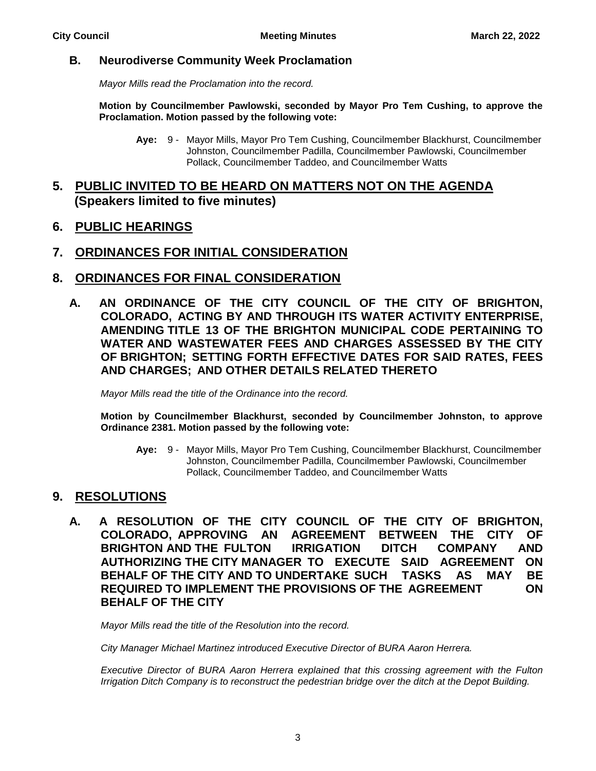### B. Neurodiverse Community Week Proclamation

*Mayor Mills read the Proclamation into the record.*

**Motion by Councilmember Pawlowski, seconded by Mayor Pro Tem Cushing, to approve the Proclamation. Motion passed by the following vote:**

> **Aye:** 9 - Mayor Mills, Mayor Pro Tem Cushing, Councilmember Blackhurst, Councilmember Johnston, Councilmember Padilla, Councilmember Pawlowski, Councilmember Pollack, Councilmember Taddeo, and Councilmember Watts

## 5. PUBLIC INVITED TO BE HEARD ON MATTERS NOT ON THE AGENDA (Speakers limited to five minutes)

## 6. PUBLIC HEARINGS

## 7. ORDINANCES FOR INITIAL CONSIDERATION

## 8. ORDINANCES FOR FINAL CONSIDERATION

### A. AN ORDINANCE OF THE CITY COUNCIL OF THE CITY OF BRIGHTON, COLORADO, ACTING BY AND THROUGH ITS WATER ACTIVITY ENTERPRISE, AMENDING TITLE 13 OF THE BRIGHTON MUNICIPAL CODE PERTAINING TO WATER AND WASTEWATER FEES AND CHARGES ASSESSED BY THE CITY OF BRIGHTON; SETTING FORTH EFFECTIVE DATES FOR SAID RATES, FEES AND CHARGES; AND OTHER DETAILS RELATED THERETO

*Mayor Mills read the title of the Ordinance into the record.*

**Motion by Councilmember Blackhurst, seconded by Councilmember Johnston, to approve Ordinance 2381. Motion passed by the following vote:**

> **Aye:** 9 - Mayor Mills, Mayor Pro Tem Cushing, Councilmember Blackhurst, Councilmember Johnston, Councilmember Padilla, Councilmember Pawlowski, Councilmember Pollack, Councilmember Taddeo, and Councilmember Watts

## 9. RESOLUTIONS

### A. A RESOLUTION OF THE CITY COUNCIL OF THE CITY OF BRIGHTON, COLORADO, APPROVING AN AGREEMENT BETWEEN THE CITY OF BRIGHTON AND THE FULTON IRRIGATION DITCH COMPANY AND AUTHORIZING THE CITY MANAGER TO EXECUTE SAID AGREEMENT ON BEHALF OF THE CITY AND TO UNDERTAKE SUCH TASKS AS MAY BE REQUIRED TO IMPLEMENT THE PROVISIONS OF THE AGREEMENT ON BEHALF OF THE CITY

*Mayor Mills read the title of the Resolution into the record.*

*City Manager Michael Martinez introduced Executive Director of BURA Aaron Herrera.*

*Executive Director of BURA Aaron Herrera explained that this crossing agreement with the Fulton Irrigation Ditch Company is to reconstruct the pedestrian bridge over the ditch at the Depot Building.*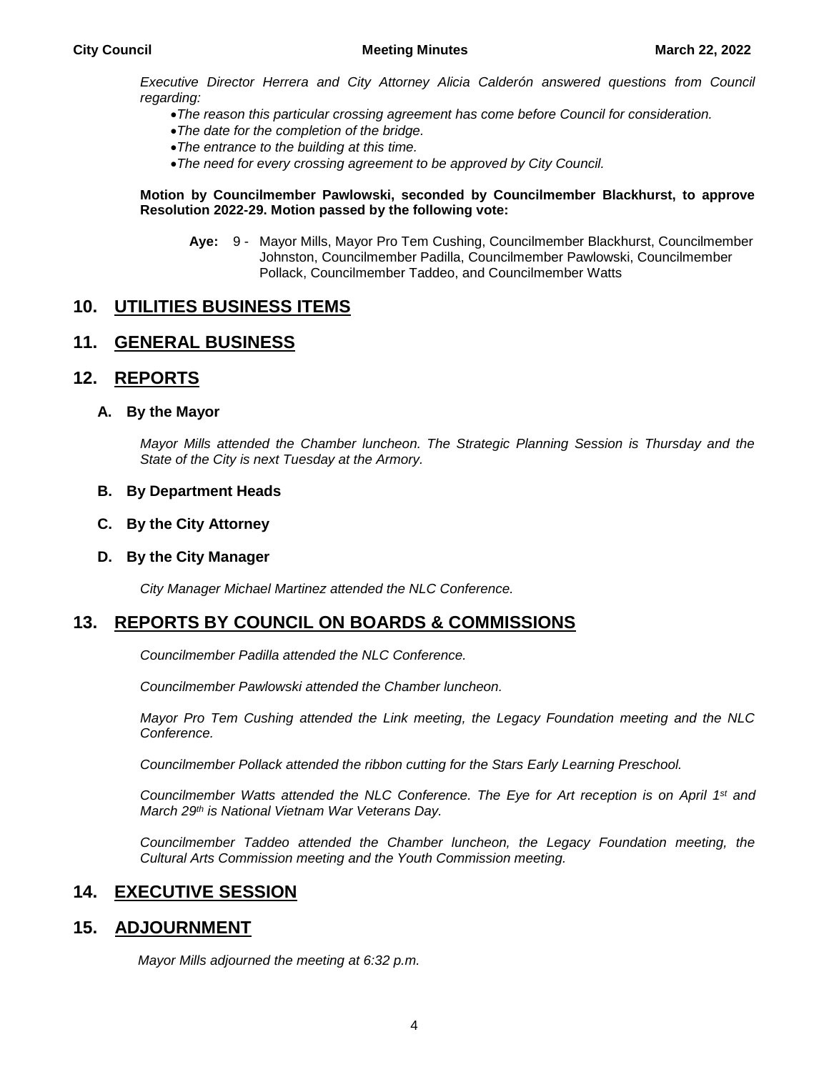*Executive Director Herrera and City Attorney Alicia Calderón answered questions from Council regarding:*

- *The reason this particular crossing agreement has come before Council for consideration.*
- *The date for the completion of the bridge.*
- *The entrance to the building at this time.*
- *The need for every crossing agreement to be approved by City Council.*

**Motion by Councilmember Pawlowski, seconded by Councilmember Blackhurst, to approve Resolution 2022-29. Motion passed by the following vote:**

**Aye:** 9 - Mayor Mills, Mayor Pro Tem Cushing, Councilmember Blackhurst, Councilmember Johnston, Councilmember Padilla, Councilmember Pawlowski, Councilmember Pollack, Councilmember Taddeo, and Councilmember Watts

## 10. UTILITIES BUSINESS ITEMS

## 11. GENERAL BUSINESS

## 12. REPORTS

### A. By the Mayor

*Mayor Mills attended the Chamber luncheon. The Strategic Planning Session is Thursday and the State of the City is next Tuesday at the Armory.*

### B. By Department Heads

### C. By the City Attorney

### D. By the City Manager

*City Manager Michael Martinez attended the NLC Conference.*

## 13. REPORTS BY COUNCIL ON BOARDS & COMMISSIONS

*Councilmember Padilla attended the NLC Conference.*

*Councilmember Pawlowski attended the Chamber luncheon.*

*Mayor Pro Tem Cushing attended the Link meeting, the Legacy Foundation meeting and the NLC Conference.*

*Councilmember Pollack attended the ribbon cutting for the Stars Early Learning Preschool.*

*Councilmember Watts attended the NLC Conference. The Eye for Art reception is on April 1st and March 29th is National Vietnam War Veterans Day.*

*Councilmember Taddeo attended the Chamber luncheon, the Legacy Foundation meeting, the Cultural Arts Commission meeting and the Youth Commission meeting.*

## 14. EXECUTIVE SESSION

## 15. ADJOURNMENT

*Mayor Mills adjourned the meeting at 6:32 p.m.*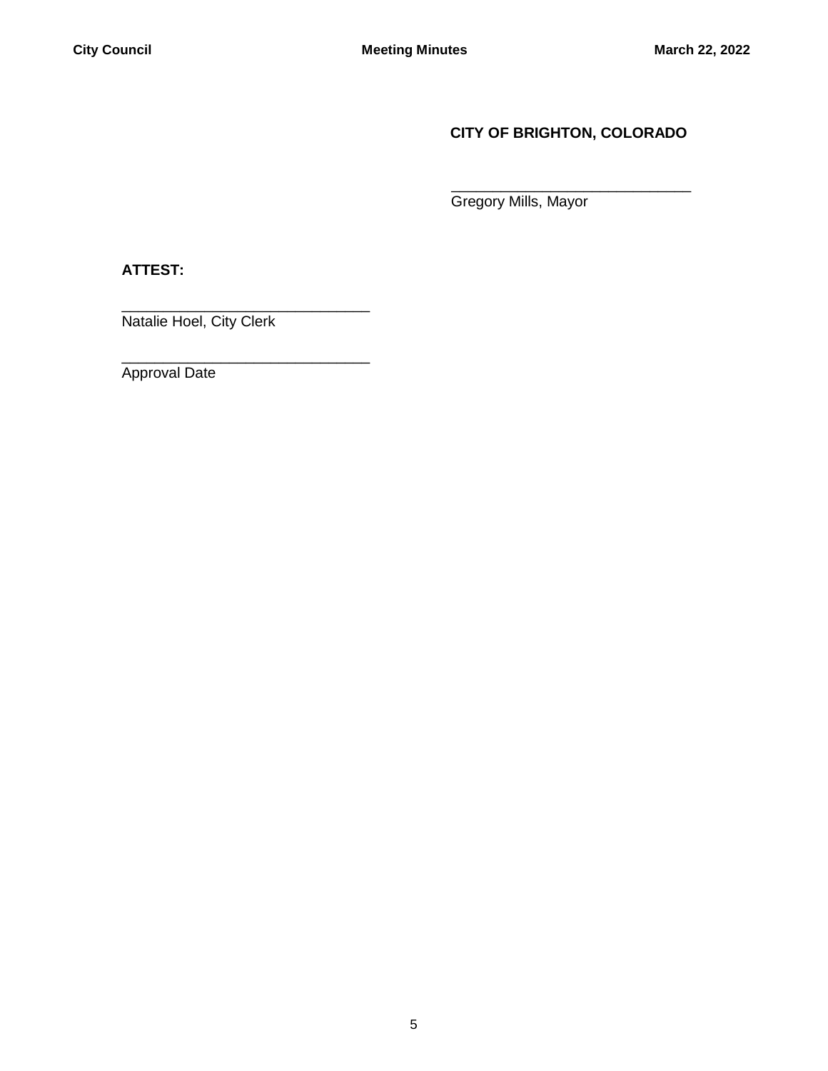**CITY OF BRIGHTON, COLORADO**

\_\_\_\_\_\_\_\_\_\_\_\_\_\_\_\_\_\_\_\_\_\_\_\_\_\_\_\_\_\_\_
Gregory Mills, Mayor

**ATTEST:**

\_\_\_\_\_\_\_\_\_\_\_\_\_\_\_\_\_\_\_\_\_\_\_\_\_\_\_\_\_\_\_
Natalie Hoel, City Clerk

\_\_\_\_\_\_\_\_\_\_\_\_\_\_\_\_\_\_\_\_\_\_\_\_\_\_\_\_\_\_\_
Approval Date